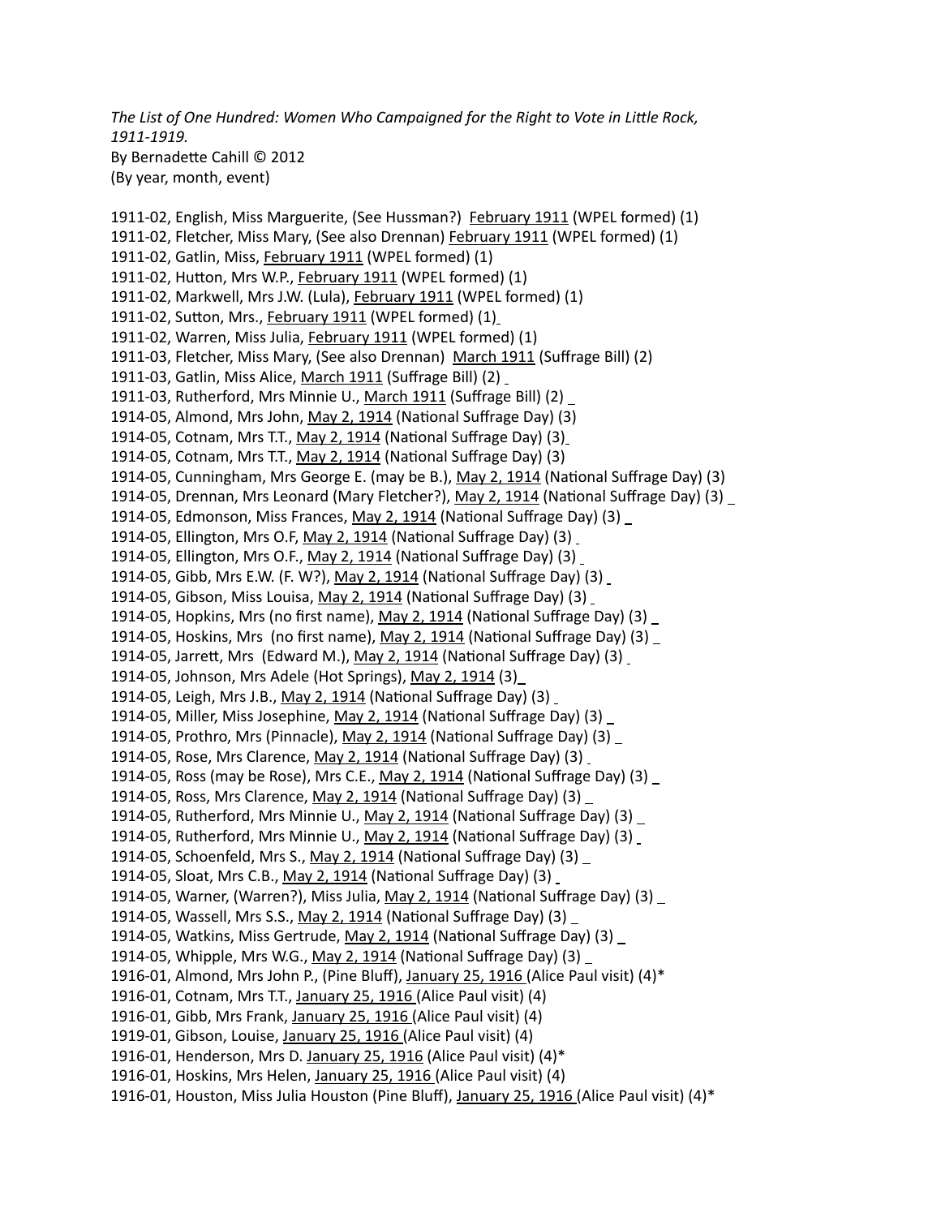*The List of One Hundred: Women Who Campaigned for the Right to Vote in Little Rock, 1911-1919.*
By Bernadette Cahill © 2012
(By year, month, event)

1911-02, English, Miss Marguerite, (See Hussman?) February 1911 (WPEL formed) (1)
1911-02, Fletcher, Miss Mary, (See also Drennan) February 1911 (WPEL formed) (1)
1911-02, Gatlin, Miss, February 1911 (WPEL formed) (1)
1911-02, Hutton, Mrs W.P., February 1911 (WPEL formed) (1)
1911-02, Markwell, Mrs J.W. (Lula), February 1911 (WPEL formed) (1)
1911-02, Sutton, Mrs., February 1911 (WPEL formed) (1)
1911-02, Warren, Miss Julia, February 1911 (WPEL formed) (1)
1911-03, Fletcher, Miss Mary, (See also Drennan) March 1911 (Suffrage Bill) (2)
1911-03, Gatlin, Miss Alice, March 1911 (Suffrage Bill) (2)
1911-03, Rutherford, Mrs Minnie U., March 1911 (Suffrage Bill) (2)
1914-05, Almond, Mrs John, May 2, 1914 (National Suffrage Day) (3)
1914-05, Cotnam, Mrs T.T., May 2, 1914 (National Suffrage Day) (3)
1914-05, Cotnam, Mrs T.T., May 2, 1914 (National Suffrage Day) (3)
1914-05, Cunningham, Mrs George E. (may be B.), May 2, 1914 (National Suffrage Day) (3)
1914-05, Drennan, Mrs Leonard (Mary Fletcher?), May 2, 1914 (National Suffrage Day) (3)
1914-05, Edmonson, Miss Frances, May 2, 1914 (National Suffrage Day) (3)
1914-05, Ellington, Mrs O.F, May 2, 1914 (National Suffrage Day) (3)
1914-05, Ellington, Mrs O.F., May 2, 1914 (National Suffrage Day) (3)
1914-05, Gibb, Mrs E.W. (F. W?), May 2, 1914 (National Suffrage Day) (3)
1914-05, Gibson, Miss Louisa, May 2, 1914 (National Suffrage Day) (3)
1914-05, Hopkins, Mrs (no first name), May 2, 1914 (National Suffrage Day) (3)
1914-05, Hoskins, Mrs (no first name), May 2, 1914 (National Suffrage Day) (3)
1914-05, Jarrett, Mrs (Edward M.), May 2, 1914 (National Suffrage Day) (3)
1914-05, Johnson, Mrs Adele (Hot Springs), May 2, 1914 (3)
1914-05, Leigh, Mrs J.B., May 2, 1914 (National Suffrage Day) (3)
1914-05, Miller, Miss Josephine, May 2, 1914 (National Suffrage Day) (3)
1914-05, Prothro, Mrs (Pinnacle), May 2, 1914 (National Suffrage Day) (3)
1914-05, Rose, Mrs Clarence, May 2, 1914 (National Suffrage Day) (3)
1914-05, Ross (may be Rose), Mrs C.E., May 2, 1914 (National Suffrage Day) (3)
1914-05, Ross, Mrs Clarence, May 2, 1914 (National Suffrage Day) (3)
1914-05, Rutherford, Mrs Minnie U., May 2, 1914 (National Suffrage Day) (3)
1914-05, Rutherford, Mrs Minnie U., May 2, 1914 (National Suffrage Day) (3)
1914-05, Schoenfeld, Mrs S., May 2, 1914 (National Suffrage Day) (3)
1914-05, Sloat, Mrs C.B., May 2, 1914 (National Suffrage Day) (3)
1914-05, Warner, (Warren?), Miss Julia, May 2, 1914 (National Suffrage Day) (3)
1914-05, Wassell, Mrs S.S., May 2, 1914 (National Suffrage Day) (3)
1914-05, Watkins, Miss Gertrude, May 2, 1914 (National Suffrage Day) (3)
1914-05, Whipple, Mrs W.G., May 2, 1914 (National Suffrage Day) (3)
1916-01, Almond, Mrs John P., (Pine Bluff), January 25, 1916 (Alice Paul visit) (4)*
1916-01, Cotnam, Mrs T.T., January 25, 1916 (Alice Paul visit) (4)
1916-01, Gibb, Mrs Frank, January 25, 1916 (Alice Paul visit) (4)
1919-01, Gibson, Louise, January 25, 1916 (Alice Paul visit) (4)
1916-01, Henderson, Mrs D. January 25, 1916 (Alice Paul visit) (4)*
1916-01, Hoskins, Mrs Helen, January 25, 1916 (Alice Paul visit) (4)
1916-01, Houston, Miss Julia Houston (Pine Bluff), January 25, 1916 (Alice Paul visit) (4)*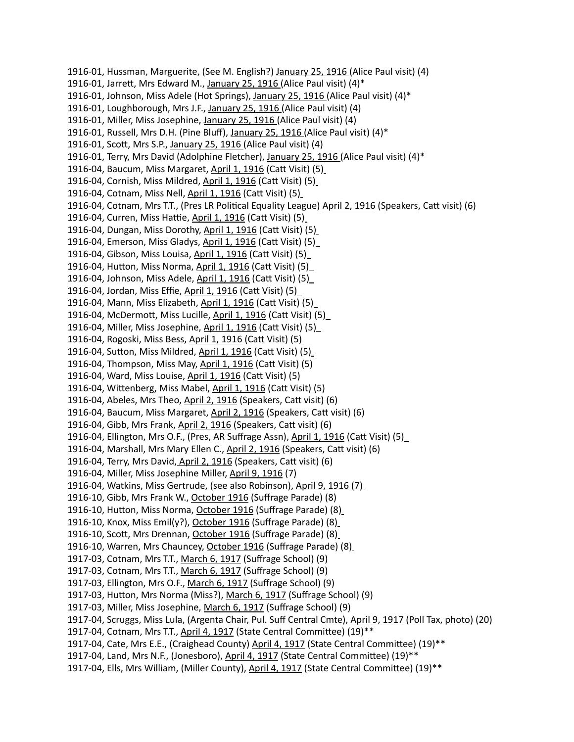1916-01, Hussman, Marguerite, (See M. English?) January 25, 1916 (Alice Paul visit) (4)
1916-01, Jarrett, Mrs Edward M., January 25, 1916 (Alice Paul visit) (4)*
1916-01, Johnson, Miss Adele (Hot Springs), January 25, 1916 (Alice Paul visit) (4)*
1916-01, Loughborough, Mrs J.F., January 25, 1916 (Alice Paul visit) (4)
1916-01, Miller, Miss Josephine, January 25, 1916 (Alice Paul visit) (4)
1916-01, Russell, Mrs D.H. (Pine Bluff), January 25, 1916 (Alice Paul visit) (4)*
1916-01, Scott, Mrs S.P., January 25, 1916 (Alice Paul visit) (4)
1916-01, Terry, Mrs David (Adolphine Fletcher), January 25, 1916 (Alice Paul visit) (4)*
1916-04, Baucum, Miss Margaret, April 1, 1916 (Catt Visit) (5)
1916-04, Cornish, Miss Mildred, April 1, 1916 (Catt Visit) (5)
1916-04, Cotnam, Miss Nell, April 1, 1916 (Catt Visit) (5)
1916-04, Cotnam, Mrs T.T., (Pres LR Political Equality League) April 2, 1916 (Speakers, Catt visit) (6)
1916-04, Curren, Miss Hattie, April 1, 1916 (Catt Visit) (5)
1916-04, Dungan, Miss Dorothy, April 1, 1916 (Catt Visit) (5)
1916-04, Emerson, Miss Gladys, April 1, 1916 (Catt Visit) (5)
1916-04, Gibson, Miss Louisa, April 1, 1916 (Catt Visit) (5)
1916-04, Hutton, Miss Norma, April 1, 1916 (Catt Visit) (5)
1916-04, Johnson, Miss Adele, April 1, 1916 (Catt Visit) (5)
1916-04, Jordan, Miss Effie, April 1, 1916 (Catt Visit) (5)
1916-04, Mann, Miss Elizabeth, April 1, 1916 (Catt Visit) (5)
1916-04, McDermott, Miss Lucille, April 1, 1916 (Catt Visit) (5)
1916-04, Miller, Miss Josephine, April 1, 1916 (Catt Visit) (5)
1916-04, Rogoski, Miss Bess, April 1, 1916 (Catt Visit) (5)
1916-04, Sutton, Miss Mildred, April 1, 1916 (Catt Visit) (5)
1916-04, Thompson, Miss May, April 1, 1916 (Catt Visit) (5)
1916-04, Ward, Miss Louise, April 1, 1916 (Catt Visit) (5)
1916-04, Wittenberg, Miss Mabel, April 1, 1916 (Catt Visit) (5)
1916-04, Abeles, Mrs Theo, April 2, 1916 (Speakers, Catt visit) (6)
1916-04, Baucum, Miss Margaret, April 2, 1916 (Speakers, Catt visit) (6)
1916-04, Gibb, Mrs Frank, April 2, 1916 (Speakers, Catt visit) (6)
1916-04, Ellington, Mrs O.F., (Pres, AR Suffrage Assn), April 1, 1916 (Catt Visit) (5)
1916-04, Marshall, Mrs Mary Ellen C., April 2, 1916 (Speakers, Catt visit) (6)
1916-04, Terry, Mrs David, April 2, 1916 (Speakers, Catt visit) (6)
1916-04, Miller, Miss Josephine Miller, April 9, 1916 (7)
1916-04, Watkins, Miss Gertrude, (see also Robinson), April 9, 1916 (7)
1916-10, Gibb, Mrs Frank W., October 1916 (Suffrage Parade) (8)
1916-10, Hutton, Miss Norma, October 1916 (Suffrage Parade) (8)
1916-10, Knox, Miss Emil(y?), October 1916 (Suffrage Parade) (8)
1916-10, Scott, Mrs Drennan, October 1916 (Suffrage Parade) (8)
1916-10, Warren, Mrs Chauncey, October 1916 (Suffrage Parade) (8)
1917-03, Cotnam, Mrs T.T., March 6, 1917 (Suffrage School) (9)
1917-03, Cotnam, Mrs T.T., March 6, 1917 (Suffrage School) (9)
1917-03, Ellington, Mrs O.F., March 6, 1917 (Suffrage School) (9)
1917-03, Hutton, Mrs Norma (Miss?), March 6, 1917 (Suffrage School) (9)
1917-03, Miller, Miss Josephine, March 6, 1917 (Suffrage School) (9)
1917-04, Scruggs, Miss Lula, (Argenta Chair, Pul. Suff Central Cmte), April 9, 1917 (Poll Tax, photo) (20)
1917-04, Cotnam, Mrs T.T., April 4, 1917 (State Central Committee) (19)**
1917-04, Cate, Mrs E.E., (Craighead County) April 4, 1917 (State Central Committee) (19)**
1917-04, Land, Mrs N.F., (Jonesboro), April 4, 1917 (State Central Committee) (19)**
1917-04, Ells, Mrs William, (Miller County), April 4, 1917 (State Central Committee) (19)**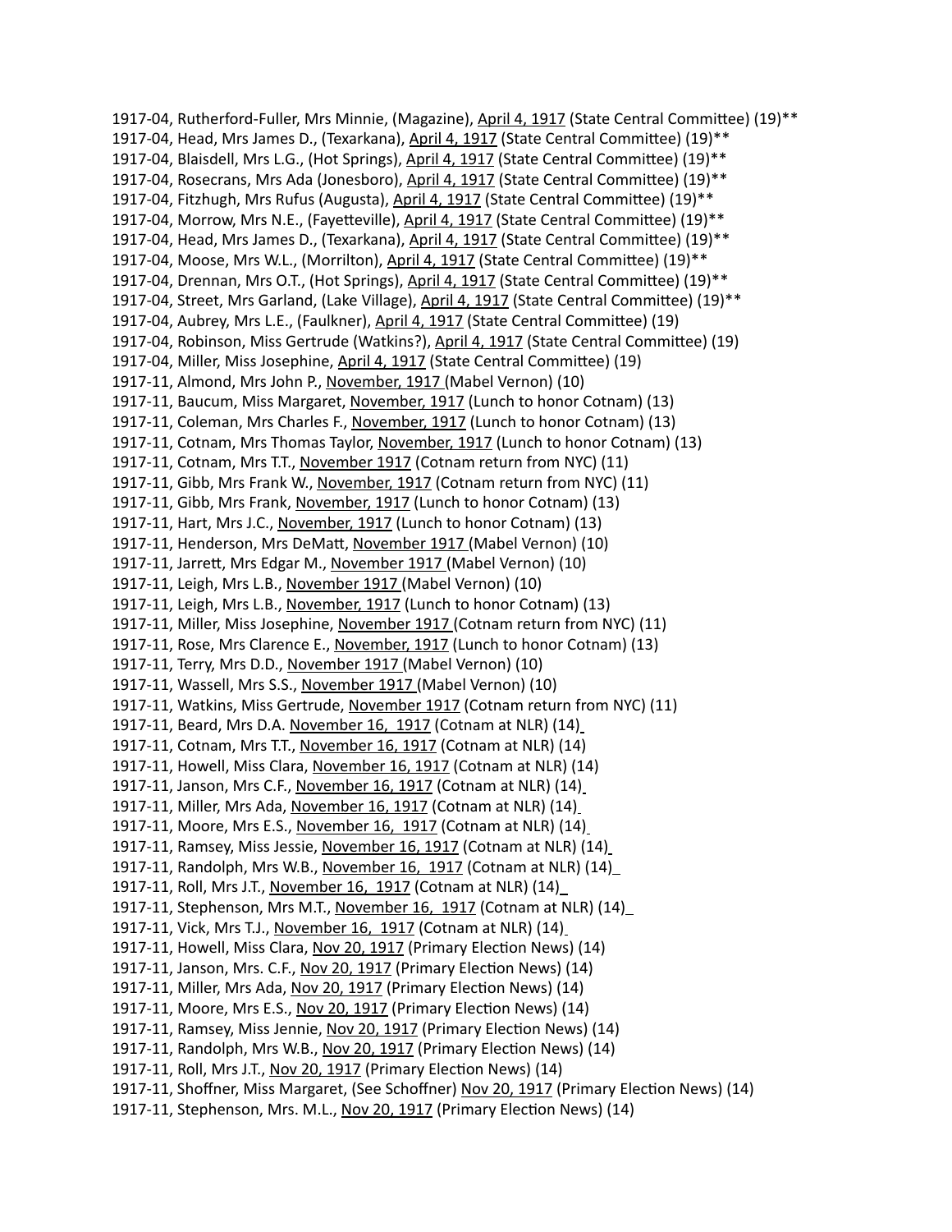1917-04, Rutherford-Fuller, Mrs Minnie, (Magazine), April 4, 1917 (State Central Committee) (19)**
1917-04, Head, Mrs James D., (Texarkana), April 4, 1917 (State Central Committee) (19)**
1917-04, Blaisdell, Mrs L.G., (Hot Springs), April 4, 1917 (State Central Committee) (19)**
1917-04, Rosecrans, Mrs Ada (Jonesboro), April 4, 1917 (State Central Committee) (19)**
1917-04, Fitzhugh, Mrs Rufus (Augusta), April 4, 1917 (State Central Committee) (19)**
1917-04, Morrow, Mrs N.E., (Fayetteville), April 4, 1917 (State Central Committee) (19)**
1917-04, Head, Mrs James D., (Texarkana), April 4, 1917 (State Central Committee) (19)**
1917-04, Moose, Mrs W.L., (Morrilton), April 4, 1917 (State Central Committee) (19)**
1917-04, Drennan, Mrs O.T., (Hot Springs), April 4, 1917 (State Central Committee) (19)**
1917-04, Street, Mrs Garland, (Lake Village), April 4, 1917 (State Central Committee) (19)**
1917-04, Aubrey, Mrs L.E., (Faulkner), April 4, 1917 (State Central Committee) (19)
1917-04, Robinson, Miss Gertrude (Watkins?), April 4, 1917 (State Central Committee) (19)
1917-04, Miller, Miss Josephine, April 4, 1917 (State Central Committee) (19)
1917-11, Almond, Mrs John P., November, 1917 (Mabel Vernon) (10)
1917-11, Baucum, Miss Margaret, November, 1917 (Lunch to honor Cotnam) (13)
1917-11, Coleman, Mrs Charles F., November, 1917 (Lunch to honor Cotnam) (13)
1917-11, Cotnam, Mrs Thomas Taylor, November, 1917 (Lunch to honor Cotnam) (13)
1917-11, Cotnam, Mrs T.T., November 1917 (Cotnam return from NYC) (11)
1917-11, Gibb, Mrs Frank W., November, 1917 (Cotnam return from NYC) (11)
1917-11, Gibb, Mrs Frank, November, 1917 (Lunch to honor Cotnam) (13)
1917-11, Hart, Mrs J.C., November, 1917 (Lunch to honor Cotnam) (13)
1917-11, Henderson, Mrs DeMatt, November 1917 (Mabel Vernon) (10)
1917-11, Jarrett, Mrs Edgar M., November 1917 (Mabel Vernon) (10)
1917-11, Leigh, Mrs L.B., November 1917 (Mabel Vernon) (10)
1917-11, Leigh, Mrs L.B., November, 1917 (Lunch to honor Cotnam) (13)
1917-11, Miller, Miss Josephine, November 1917 (Cotnam return from NYC) (11)
1917-11, Rose, Mrs Clarence E., November, 1917 (Lunch to honor Cotnam) (13)
1917-11, Terry, Mrs D.D., November 1917 (Mabel Vernon) (10)
1917-11, Wassell, Mrs S.S., November 1917 (Mabel Vernon) (10)
1917-11, Watkins, Miss Gertrude, November 1917 (Cotnam return from NYC) (11)
1917-11, Beard, Mrs D.A. November 16, 1917 (Cotnam at NLR) (14)
1917-11, Cotnam, Mrs T.T., November 16, 1917 (Cotnam at NLR) (14)
1917-11, Howell, Miss Clara, November 16, 1917 (Cotnam at NLR) (14)
1917-11, Janson, Mrs C.F., November 16, 1917 (Cotnam at NLR) (14)
1917-11, Miller, Mrs Ada, November 16, 1917 (Cotnam at NLR) (14)
1917-11, Moore, Mrs E.S., November 16, 1917 (Cotnam at NLR) (14)
1917-11, Ramsey, Miss Jessie, November 16, 1917 (Cotnam at NLR) (14)
1917-11, Randolph, Mrs W.B., November 16, 1917 (Cotnam at NLR) (14)
1917-11, Roll, Mrs J.T., November 16, 1917 (Cotnam at NLR) (14)
1917-11, Stephenson, Mrs M.T., November 16, 1917 (Cotnam at NLR) (14)
1917-11, Vick, Mrs T.J., November 16, 1917 (Cotnam at NLR) (14)
1917-11, Howell, Miss Clara, Nov 20, 1917 (Primary Election News) (14)
1917-11, Janson, Mrs. C.F., Nov 20, 1917 (Primary Election News) (14)
1917-11, Miller, Mrs Ada, Nov 20, 1917 (Primary Election News) (14)
1917-11, Moore, Mrs E.S., Nov 20, 1917 (Primary Election News) (14)
1917-11, Ramsey, Miss Jennie, Nov 20, 1917 (Primary Election News) (14)
1917-11, Randolph, Mrs W.B., Nov 20, 1917 (Primary Election News) (14)
1917-11, Roll, Mrs J.T., Nov 20, 1917 (Primary Election News) (14)
1917-11, Shoffner, Miss Margaret, (See Schoffner) Nov 20, 1917 (Primary Election News) (14)
1917-11, Stephenson, Mrs. M.L., Nov 20, 1917 (Primary Election News) (14)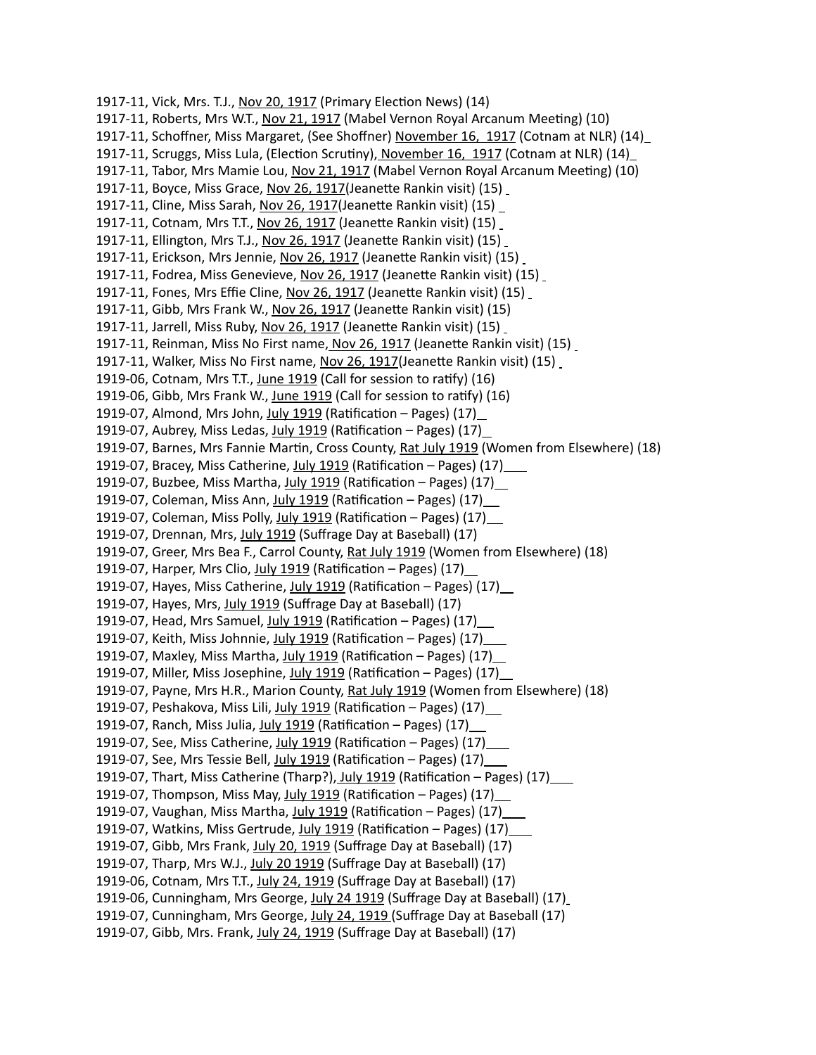1917-11, Vick, Mrs. T.J., Nov 20, 1917 (Primary Election News) (14)
1917-11, Roberts, Mrs W.T., Nov 21, 1917 (Mabel Vernon Royal Arcanum Meeting) (10)
1917-11, Schoffner, Miss Margaret, (See Shoffner) November 16, 1917 (Cotnam at NLR) (14)
1917-11, Scruggs, Miss Lula, (Election Scrutiny), November 16, 1917 (Cotnam at NLR) (14)
1917-11, Tabor, Mrs Mamie Lou, Nov 21, 1917 (Mabel Vernon Royal Arcanum Meeting) (10)
1917-11, Boyce, Miss Grace, Nov 26, 1917(Jeanette Rankin visit) (15)
1917-11, Cline, Miss Sarah, Nov 26, 1917(Jeanette Rankin visit) (15)
1917-11, Cotnam, Mrs T.T., Nov 26, 1917 (Jeanette Rankin visit) (15)
1917-11, Ellington, Mrs T.J., Nov 26, 1917 (Jeanette Rankin visit) (15)
1917-11, Erickson, Mrs Jennie, Nov 26, 1917 (Jeanette Rankin visit) (15)
1917-11, Fodrea, Miss Genevieve, Nov 26, 1917 (Jeanette Rankin visit) (15)
1917-11, Fones, Mrs Effie Cline, Nov 26, 1917 (Jeanette Rankin visit) (15)
1917-11, Gibb, Mrs Frank W., Nov 26, 1917 (Jeanette Rankin visit) (15)
1917-11, Jarrell, Miss Ruby, Nov 26, 1917 (Jeanette Rankin visit) (15)
1917-11, Reinman, Miss No First name, Nov 26, 1917 (Jeanette Rankin visit) (15)
1917-11, Walker, Miss No First name, Nov 26, 1917(Jeanette Rankin visit) (15)
1919-06, Cotnam, Mrs T.T., June 1919 (Call for session to ratify) (16)
1919-06, Gibb, Mrs Frank W., June 1919 (Call for session to ratify) (16)
1919-07, Almond, Mrs John, July 1919 (Ratification – Pages) (17)
1919-07, Aubrey, Miss Ledas, July 1919 (Ratification – Pages) (17)
1919-07, Barnes, Mrs Fannie Martin, Cross County, Rat July 1919 (Women from Elsewhere) (18)
1919-07, Bracey, Miss Catherine, July 1919 (Ratification – Pages) (17)
1919-07, Buzbee, Miss Martha, July 1919 (Ratification – Pages) (17)
1919-07, Coleman, Miss Ann, July 1919 (Ratification – Pages) (17)
1919-07, Coleman, Miss Polly, July 1919 (Ratification – Pages) (17)
1919-07, Drennan, Mrs, July 1919 (Suffrage Day at Baseball) (17)
1919-07, Greer, Mrs Bea F., Carrol County, Rat July 1919 (Women from Elsewhere) (18)
1919-07, Harper, Mrs Clio, July 1919 (Ratification – Pages) (17)
1919-07, Hayes, Miss Catherine, July 1919 (Ratification – Pages) (17)
1919-07, Hayes, Mrs, July 1919 (Suffrage Day at Baseball) (17)
1919-07, Head, Mrs Samuel, July 1919 (Ratification – Pages) (17)
1919-07, Keith, Miss Johnnie, July 1919 (Ratification – Pages) (17)
1919-07, Maxley, Miss Martha, July 1919 (Ratification – Pages) (17)
1919-07, Miller, Miss Josephine, July 1919 (Ratification – Pages) (17)
1919-07, Payne, Mrs H.R., Marion County, Rat July 1919 (Women from Elsewhere) (18)
1919-07, Peshakova, Miss Lili, July 1919 (Ratification – Pages) (17)
1919-07, Ranch, Miss Julia, July 1919 (Ratification – Pages) (17)
1919-07, See, Miss Catherine, July 1919 (Ratification – Pages) (17)
1919-07, See, Mrs Tessie Bell, July 1919 (Ratification – Pages) (17)
1919-07, Thart, Miss Catherine (Tharp?), July 1919 (Ratification – Pages) (17)
1919-07, Thompson, Miss May, July 1919 (Ratification – Pages) (17)
1919-07, Vaughan, Miss Martha, July 1919 (Ratification – Pages) (17)
1919-07, Watkins, Miss Gertrude, July 1919 (Ratification – Pages) (17)
1919-07, Gibb, Mrs Frank, July 20, 1919 (Suffrage Day at Baseball) (17)
1919-07, Tharp, Mrs W.J., July 20 1919 (Suffrage Day at Baseball) (17)
1919-06, Cotnam, Mrs T.T., July 24, 1919 (Suffrage Day at Baseball) (17)
1919-06, Cunningham, Mrs George, July 24 1919 (Suffrage Day at Baseball) (17)
1919-07, Cunningham, Mrs George, July 24, 1919 (Suffrage Day at Baseball (17)
1919-07, Gibb, Mrs. Frank, July 24, 1919 (Suffrage Day at Baseball) (17)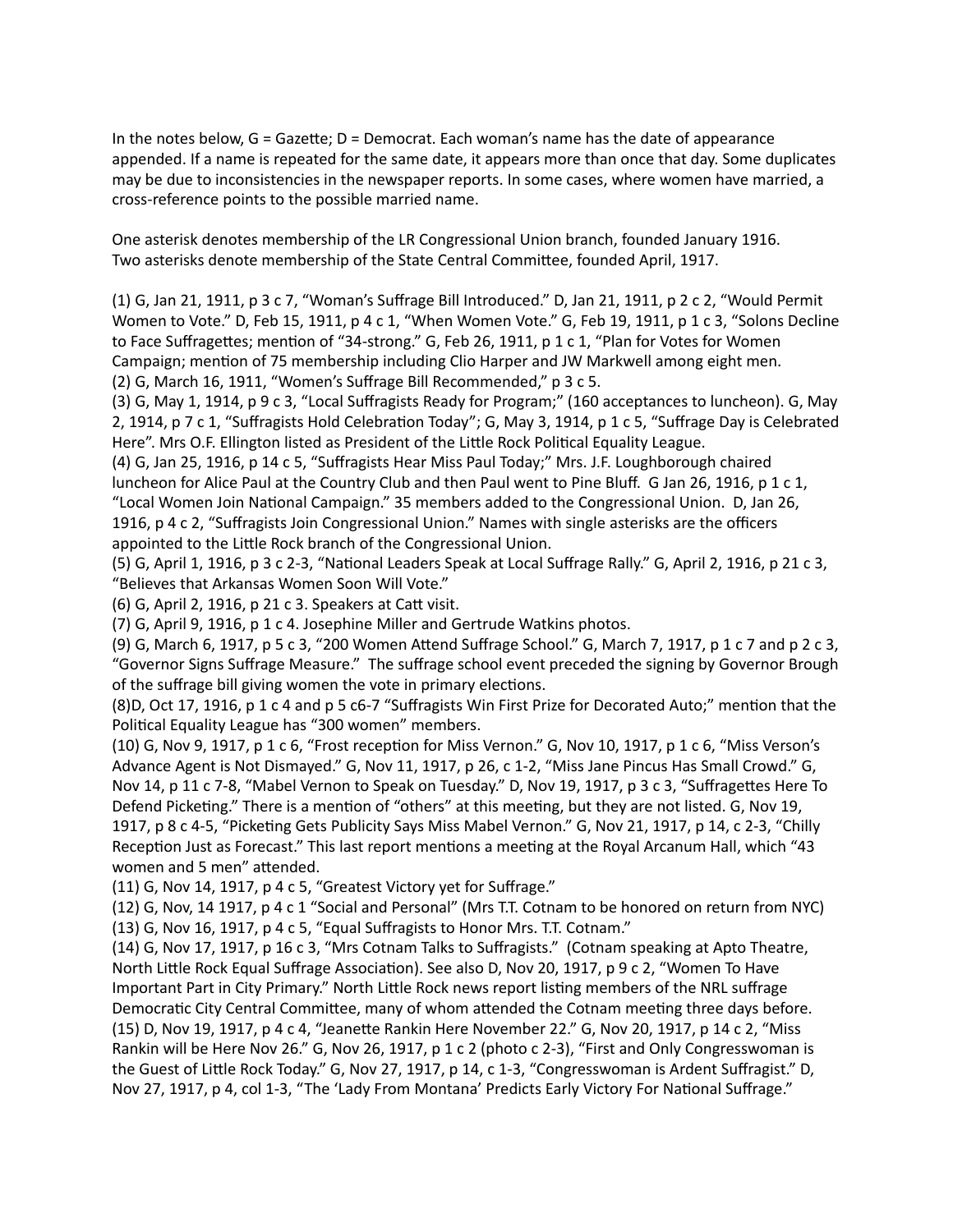In the notes below, G = Gazette; D = Democrat. Each woman's name has the date of appearance appended. If a name is repeated for the same date, it appears more than once that day. Some duplicates may be due to inconsistencies in the newspaper reports. In some cases, where women have married, a cross-reference points to the possible married name.

One asterisk denotes membership of the LR Congressional Union branch, founded January 1916.
Two asterisks denote membership of the State Central Committee, founded April, 1917.

(1) G, Jan 21, 1911, p 3 c 7, "Woman's Suffrage Bill Introduced." D, Jan 21, 1911, p 2 c 2, "Would Permit Women to Vote." D, Feb 15, 1911, p 4 c 1, "When Women Vote." G, Feb 19, 1911, p 1 c 3, "Solons Decline to Face Suffragettes; mention of "34-strong." G, Feb 26, 1911, p 1 c 1, "Plan for Votes for Women Campaign; mention of 75 membership including Clio Harper and JW Markwell among eight men.
(2) G, March 16, 1911, "Women's Suffrage Bill Recommended," p 3 c 5.
(3) G, May 1, 1914, p 9 c 3, "Local Suffragists Ready for Program;" (160 acceptances to luncheon). G, May 2, 1914, p 7 c 1, "Suffragists Hold Celebration Today"; G, May 3, 1914, p 1 c 5, "Suffrage Day is Celebrated Here". Mrs O.F. Ellington listed as President of the Little Rock Political Equality League.
(4) G, Jan 25, 1916, p 14 c 5, "Suffragists Hear Miss Paul Today;" Mrs. J.F. Loughborough chaired luncheon for Alice Paul at the Country Club and then Paul went to Pine Bluff. G Jan 26, 1916, p 1 c 1, "Local Women Join National Campaign." 35 members added to the Congressional Union. D, Jan 26, 1916, p 4 c 2, "Suffragists Join Congressional Union." Names with single asterisks are the officers appointed to the Little Rock branch of the Congressional Union.
(5) G, April 1, 1916, p 3 c 2-3, "National Leaders Speak at Local Suffrage Rally." G, April 2, 1916, p 21 c 3, "Believes that Arkansas Women Soon Will Vote."
(6) G, April 2, 1916, p 21 c 3. Speakers at Catt visit.
(7) G, April 9, 1916, p 1 c 4. Josephine Miller and Gertrude Watkins photos.
(9) G, March 6, 1917, p 5 c 3, "200 Women Attend Suffrage School." G, March 7, 1917, p 1 c 7 and p 2 c 3, "Governor Signs Suffrage Measure." The suffrage school event preceded the signing by Governor Brough of the suffrage bill giving women the vote in primary elections.
(8)D, Oct 17, 1916, p 1 c 4 and p 5 c6-7 "Suffragists Win First Prize for Decorated Auto;" mention that the Political Equality League has "300 women" members.
(10) G, Nov 9, 1917, p 1 c 6, "Frost reception for Miss Vernon." G, Nov 10, 1917, p 1 c 6, "Miss Verson's Advance Agent is Not Dismayed." G, Nov 11, 1917, p 26, c 1-2, "Miss Jane Pincus Has Small Crowd." G, Nov 14, p 11 c 7-8, "Mabel Vernon to Speak on Tuesday." D, Nov 19, 1917, p 3 c 3, "Suffragettes Here To Defend Picketing." There is a mention of "others" at this meeting, but they are not listed. G, Nov 19, 1917, p 8 c 4-5, "Picketing Gets Publicity Says Miss Mabel Vernon." G, Nov 21, 1917, p 14, c 2-3, "Chilly Reception Just as Forecast." This last report mentions a meeting at the Royal Arcanum Hall, which "43 women and 5 men" attended.
(11) G, Nov 14, 1917, p 4 c 5, "Greatest Victory yet for Suffrage."
(12) G, Nov, 14 1917, p 4 c 1 "Social and Personal" (Mrs T.T. Cotnam to be honored on return from NYC)
(13) G, Nov 16, 1917, p 4 c 5, "Equal Suffragists to Honor Mrs. T.T. Cotnam."
(14) G, Nov 17, 1917, p 16 c 3, "Mrs Cotnam Talks to Suffragists." (Cotnam speaking at Apto Theatre, North Little Rock Equal Suffrage Association). See also D, Nov 20, 1917, p 9 c 2, "Women To Have Important Part in City Primary." North Little Rock news report listing members of the NRL suffrage Democratic City Central Committee, many of whom attended the Cotnam meeting three days before.
(15) D, Nov 19, 1917, p 4 c 4, "Jeanette Rankin Here November 22." G, Nov 20, 1917, p 14 c 2, "Miss Rankin will be Here Nov 26." G, Nov 26, 1917, p 1 c 2 (photo c 2-3), "First and Only Congresswoman is the Guest of Little Rock Today." G, Nov 27, 1917, p 14, c 1-3, "Congresswoman is Ardent Suffragist." D, Nov 27, 1917, p 4, col 1-3, "The 'Lady From Montana' Predicts Early Victory For National Suffrage."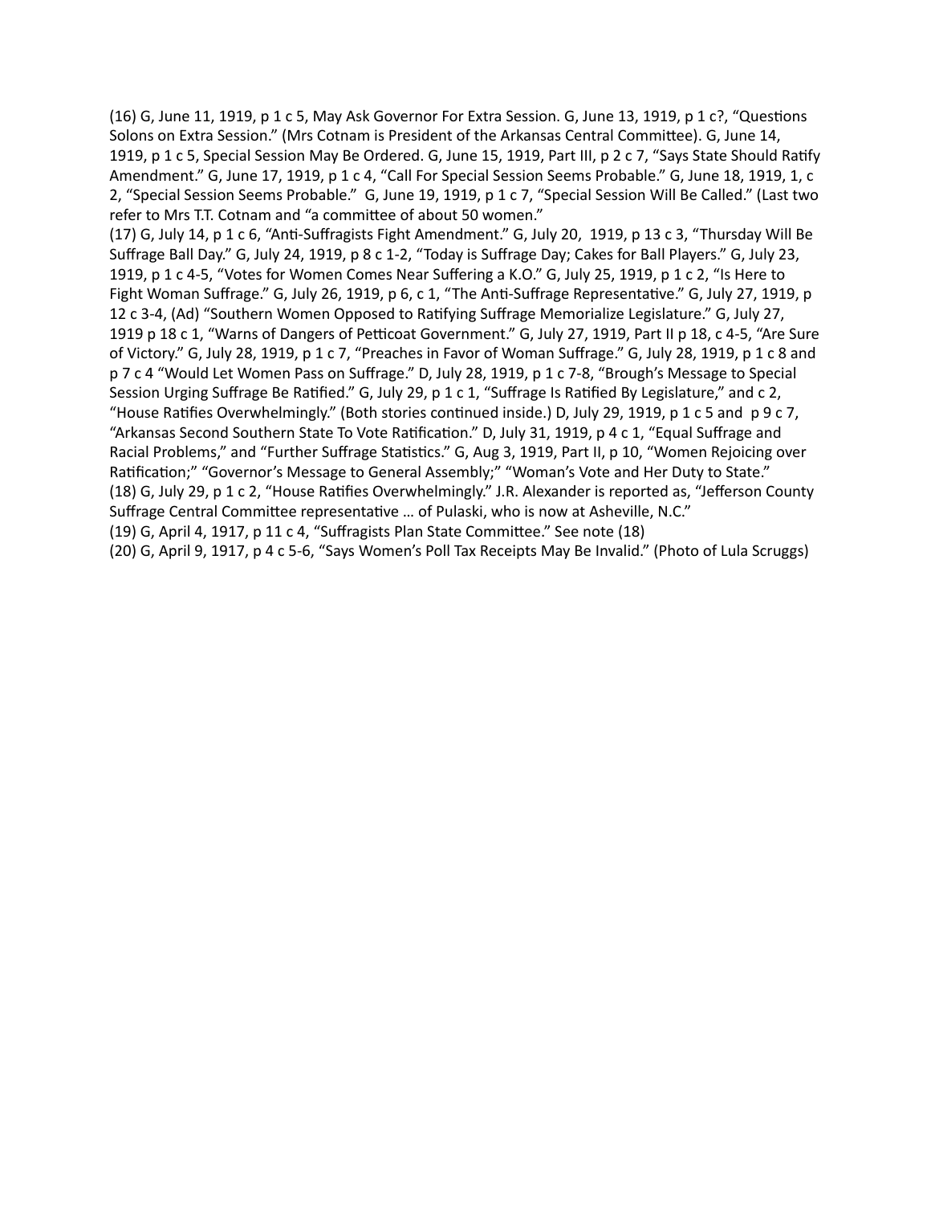(16) G, June 11, 1919, p 1 c 5, May Ask Governor For Extra Session. G, June 13, 1919, p 1 c?, "Questions Solons on Extra Session." (Mrs Cotnam is President of the Arkansas Central Committee). G, June 14, 1919, p 1 c 5, Special Session May Be Ordered. G, June 15, 1919, Part III, p 2 c 7, "Says State Should Ratify Amendment." G, June 17, 1919, p 1 c 4, "Call For Special Session Seems Probable." G, June 18, 1919, 1, c 2, "Special Session Seems Probable." G, June 19, 1919, p 1 c 7, "Special Session Will Be Called." (Last two refer to Mrs T.T. Cotnam and "a committee of about 50 women."

(17) G, July 14, p 1 c 6, "Anti-Suffragists Fight Amendment." G, July 20, 1919, p 13 c 3, "Thursday Will Be Suffrage Ball Day." G, July 24, 1919, p 8 c 1-2, "Today is Suffrage Day; Cakes for Ball Players." G, July 23, 1919, p 1 c 4-5, "Votes for Women Comes Near Suffering a K.O." G, July 25, 1919, p 1 c 2, "Is Here to Fight Woman Suffrage." G, July 26, 1919, p 6, c 1, "The Anti-Suffrage Representative." G, July 27, 1919, p 12 c 3-4, (Ad) "Southern Women Opposed to Ratifying Suffrage Memorialize Legislature." G, July 27, 1919 p 18 c 1, "Warns of Dangers of Petticoat Government." G, July 27, 1919, Part II p 18, c 4-5, "Are Sure of Victory." G, July 28, 1919, p 1 c 7, "Preaches in Favor of Woman Suffrage." G, July 28, 1919, p 1 c 8 and p 7 c 4 "Would Let Women Pass on Suffrage." D, July 28, 1919, p 1 c 7-8, "Brough's Message to Special Session Urging Suffrage Be Ratified." G, July 29, p 1 c 1, "Suffrage Is Ratified By Legislature," and c 2, "House Ratifies Overwhelmingly." (Both stories continued inside.) D, July 29, 1919, p 1 c 5 and p 9 c 7, "Arkansas Second Southern State To Vote Ratification." D, July 31, 1919, p 4 c 1, "Equal Suffrage and Racial Problems," and "Further Suffrage Statistics." G, Aug 3, 1919, Part II, p 10, "Women Rejoicing over Ratification;" "Governor's Message to General Assembly;" "Woman's Vote and Her Duty to State."

(18) G, July 29, p 1 c 2, "House Ratifies Overwhelmingly." J.R. Alexander is reported as, "Jefferson County Suffrage Central Committee representative … of Pulaski, who is now at Asheville, N.C."

(19) G, April 4, 1917, p 11 c 4, "Suffragists Plan State Committee." See note (18)

(20) G, April 9, 1917, p 4 c 5-6, "Says Women's Poll Tax Receipts May Be Invalid." (Photo of Lula Scruggs)